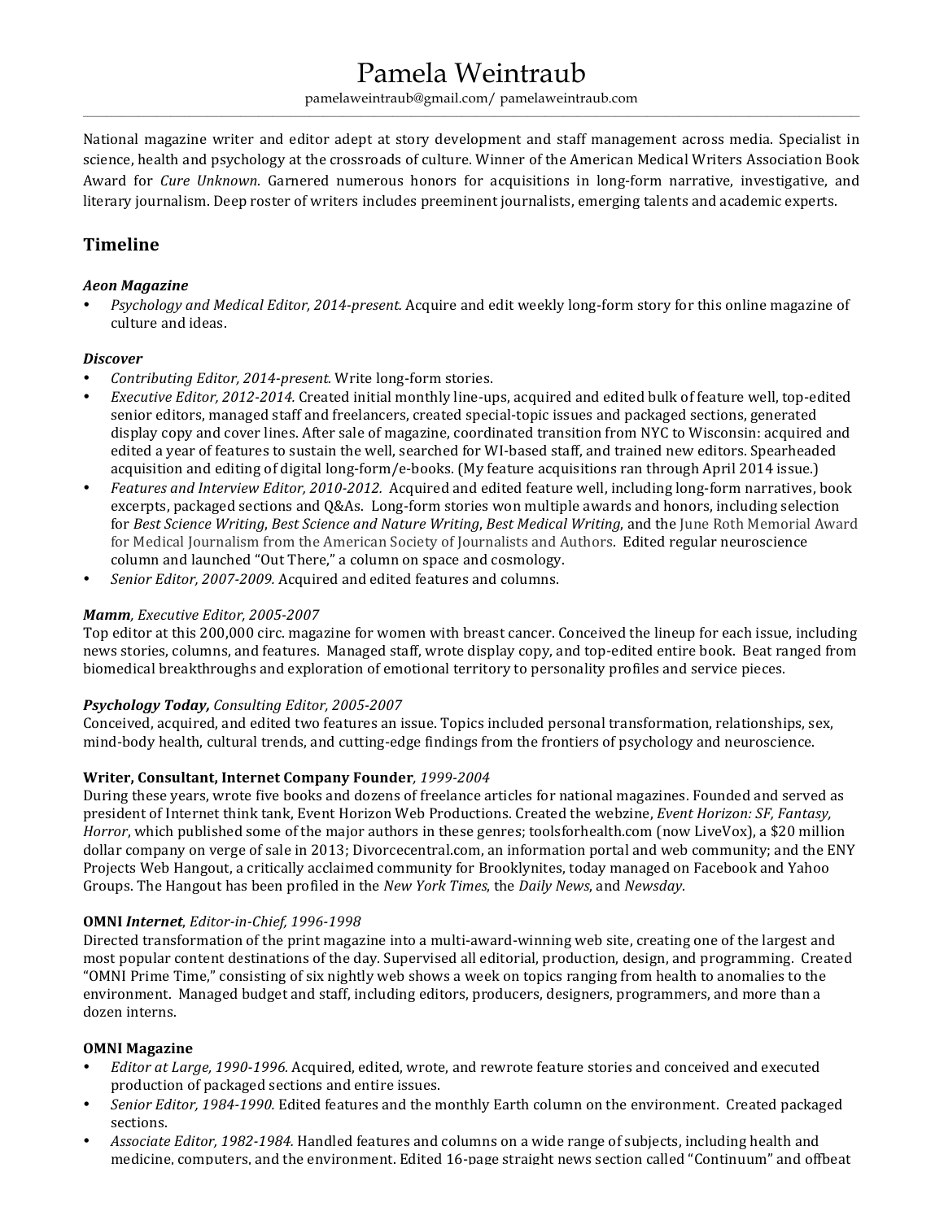# Pamela Weintraub

pamelaweintraub@gmail.com/ pamelaweintraub.com

---

National magazine writer and editor adept at story development and staff management across media. Specialist in science, health and psychology at the crossroads of culture. Winner of the American Medical Writers Association Book Award for *Cure Unknown*. Garnered numerous honors for acquisitions in long-form narrative, investigative, and literary journalism. Deep roster of writers includes preeminent journalists, emerging talents and academic experts.

## Timeline

***Aeon Magazine***

- *Psychology and Medical Editor, 2014-present.* Acquire and edit weekly long-form story for this online magazine of culture and ideas.

***Discover***

- *Contributing Editor, 2014-present.* Write long-form stories.
- *Executive Editor, 2012-2014.* Created initial monthly line-ups, acquired and edited bulk of feature well, top-edited senior editors, managed staff and freelancers, created special-topic issues and packaged sections, generated display copy and cover lines. After sale of magazine, coordinated transition from NYC to Wisconsin: acquired and edited a year of features to sustain the well, searched for WI-based staff, and trained new editors. Spearheaded acquisition and editing of digital long-form/e-books. (My feature acquisitions ran through April 2014 issue.)
- *Features and Interview Editor, 2010-2012.* Acquired and edited feature well, including long-form narratives, book excerpts, packaged sections and Q&As. Long-form stories won multiple awards and honors, including selection for *Best Science Writing*, *Best Science and Nature Writing*, *Best Medical Writing*, and the June Roth Memorial Award for Medical Journalism from the American Society of Journalists and Authors. Edited regular neuroscience column and launched "Out There," a column on space and cosmology.
- *Senior Editor, 2007-2009.* Acquired and edited features and columns.

***Mamm**, Executive Editor, 2005-2007*

Top editor at this 200,000 circ. magazine for women with breast cancer. Conceived the lineup for each issue, including news stories, columns, and features. Managed staff, wrote display copy, and top-edited entire book. Beat ranged from biomedical breakthroughs and exploration of emotional territory to personality profiles and service pieces.

***Psychology Today,** Consulting Editor, 2005-2007*

Conceived, acquired, and edited two features an issue. Topics included personal transformation, relationships, sex, mind-body health, cultural trends, and cutting-edge findings from the frontiers of psychology and neuroscience.

**Writer, Consultant, Internet Company Founder***, 1999-2004*

During these years, wrote five books and dozens of freelance articles for national magazines. Founded and served as president of Internet think tank, Event Horizon Web Productions. Created the webzine, *Event Horizon: SF, Fantasy, Horror*, which published some of the major authors in these genres; toolsforhealth.com (now LiveVox), a $20 million dollar company on verge of sale in 2013; Divorcecentral.com, an information portal and web community; and the ENY Projects Web Hangout, a critically acclaimed community for Brooklynites, today managed on Facebook and Yahoo Groups. The Hangout has been profiled in the *New York Times*, the *Daily News*, and *Newsday*.

**OMNI *Internet***, *Editor-in-Chief, 1996-1998*

Directed transformation of the print magazine into a multi-award-winning web site, creating one of the largest and most popular content destinations of the day. Supervised all editorial, production, design, and programming. Created "OMNI Prime Time," consisting of six nightly web shows a week on topics ranging from health to anomalies to the environment. Managed budget and staff, including editors, producers, designers, programmers, and more than a dozen interns.

**OMNI Magazine**

- *Editor at Large, 1990-1996.* Acquired, edited, wrote, and rewrote feature stories and conceived and executed production of packaged sections and entire issues.
- *Senior Editor, 1984-1990.* Edited features and the monthly Earth column on the environment. Created packaged sections.
- *Associate Editor, 1982-1984.* Handled features and columns on a wide range of subjects, including health and medicine, computers, and the environment. Edited 16-page straight news section called "Continuum" and offbeat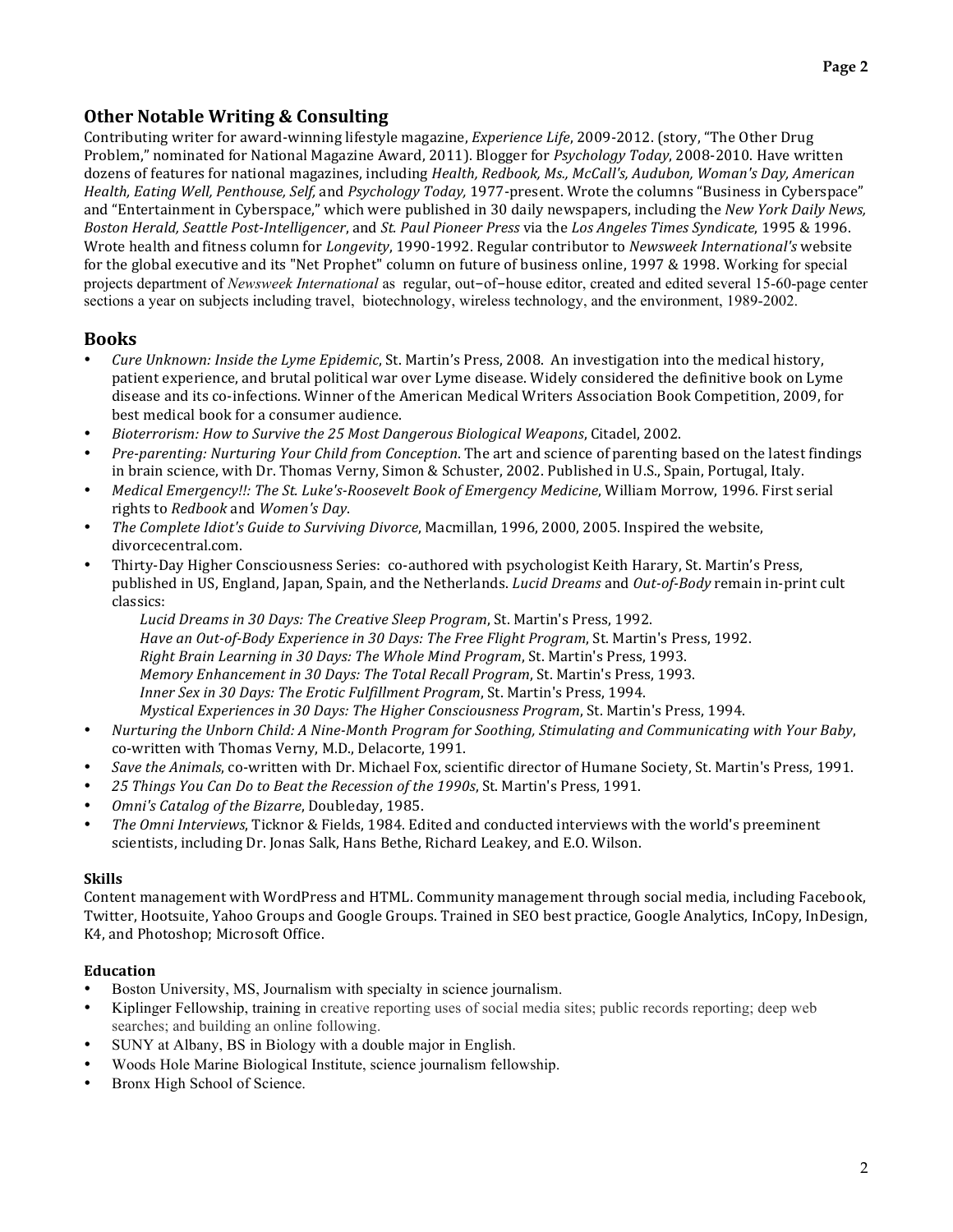## Other Notable Writing & Consulting

Contributing writer for award-winning lifestyle magazine, *Experience Life*, 2009-2012. (story, "The Other Drug Problem," nominated for National Magazine Award, 2011). Blogger for *Psychology Today*, 2008-2010. Have written dozens of features for national magazines, including *Health, Redbook, Ms., McCall's, Audubon, Woman's Day, American Health, Eating Well, Penthouse, Self,* and *Psychology Today,* 1977-present. Wrote the columns "Business in Cyberspace" and "Entertainment in Cyberspace," which were published in 30 daily newspapers, including the *New York Daily News, Boston Herald, Seattle Post-Intelligencer*, and *St. Paul Pioneer Press* via the *Los Angeles Times Syndicate*, 1995 & 1996. Wrote health and fitness column for *Longevity*, 1990-1992. Regular contributor to *Newsweek International's* website for the global executive and its "Net Prophet" column on future of business online, 1997 & 1998. Working for special projects department of *Newsweek International* as regular, out–of–house editor, created and edited several 15-60-page center sections a year on subjects including travel, biotechnology, wireless technology, and the environment, 1989-2002.

## Books

- *Cure Unknown: Inside the Lyme Epidemic*, St. Martin's Press, 2008. An investigation into the medical history, patient experience, and brutal political war over Lyme disease. Widely considered the definitive book on Lyme disease and its co-infections. Winner of the American Medical Writers Association Book Competition, 2009, for best medical book for a consumer audience.
- *Bioterrorism: How to Survive the 25 Most Dangerous Biological Weapons*, Citadel, 2002.
- *Pre-parenting: Nurturing Your Child from Conception*. The art and science of parenting based on the latest findings in brain science, with Dr. Thomas Verny, Simon & Schuster, 2002. Published in U.S., Spain, Portugal, Italy.
- *Medical Emergency!!: The St. Luke's-Roosevelt Book of Emergency Medicine*, William Morrow, 1996. First serial rights to *Redbook* and *Women's Day*.
- *The Complete Idiot's Guide to Surviving Divorce*, Macmillan, 1996, 2000, 2005. Inspired the website, divorcecentral.com.
- Thirty-Day Higher Consciousness Series: co-authored with psychologist Keith Harary, St. Martin's Press, published in US, England, Japan, Spain, and the Netherlands. *Lucid Dreams* and *Out-of-Body* remain in-print cult classics:
  - *Lucid Dreams in 30 Days: The Creative Sleep Program*, St. Martin's Press, 1992.
  - *Have an Out-of-Body Experience in 30 Days: The Free Flight Program*, St. Martin's Press, 1992.
  - *Right Brain Learning in 30 Days: The Whole Mind Program*, St. Martin's Press, 1993.
  - *Memory Enhancement in 30 Days: The Total Recall Program*, St. Martin's Press, 1993.
  - *Inner Sex in 30 Days: The Erotic Fulfillment Program*, St. Martin's Press, 1994.
  - *Mystical Experiences in 30 Days: The Higher Consciousness Program*, St. Martin's Press, 1994.
- *Nurturing the Unborn Child: A Nine-Month Program for Soothing, Stimulating and Communicating with Your Baby*, co-written with Thomas Verny, M.D., Delacorte, 1991.
- *Save the Animals*, co-written with Dr. Michael Fox, scientific director of Humane Society, St. Martin's Press, 1991.
- *25 Things You Can Do to Beat the Recession of the 1990s*, St. Martin's Press, 1991.
- *Omni's Catalog of the Bizarre*, Doubleday, 1985.
- *The Omni Interviews*, Ticknor & Fields, 1984. Edited and conducted interviews with the world's preeminent scientists, including Dr. Jonas Salk, Hans Bethe, Richard Leakey, and E.O. Wilson.

### Skills

Content management with WordPress and HTML. Community management through social media, including Facebook, Twitter, Hootsuite, Yahoo Groups and Google Groups. Trained in SEO best practice, Google Analytics, InCopy, InDesign, K4, and Photoshop; Microsoft Office.

### Education

- Boston University, MS, Journalism with specialty in science journalism.
- Kiplinger Fellowship, training in creative reporting uses of social media sites; public records reporting; deep web searches; and building an online following.
- SUNY at Albany, BS in Biology with a double major in English.
- Woods Hole Marine Biological Institute, science journalism fellowship.
- Bronx High School of Science.